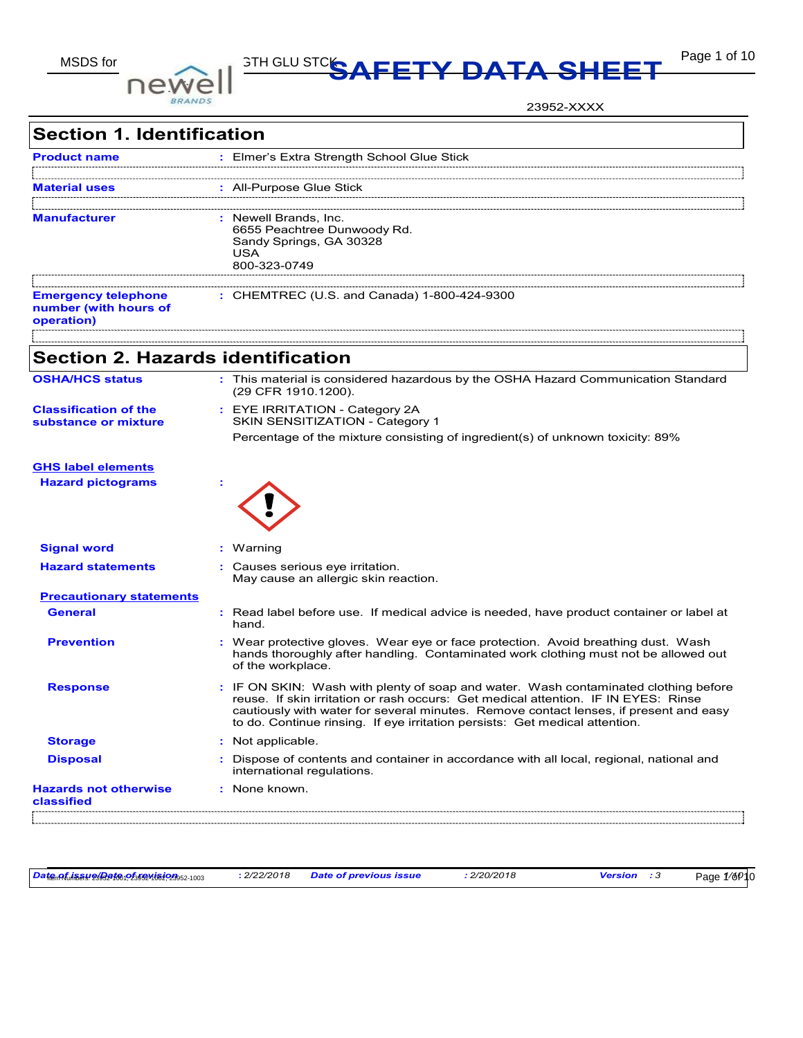# SAFETY DATA SHEET

23952-XXXX

## Section 1. Identification

| | |
|---|---|
| **Product name** | : Elmer's Extra Strength School Glue Stick |
| **Material uses** | : All-Purpose Glue Stick |
| **Manufacturer** | : Newell Brands, Inc.<br>6655 Peachtree Dunwoody Rd.<br>Sandy Springs, GA 30328<br>USA<br>800-323-0749 |
| **Emergency telephone number (with hours of operation)** | : CHEMTREC (U.S. and Canada) 1-800-424-9300 |

## Section 2. Hazards identification

| | |
|---|---|
| **OSHA/HCS status** | : This material is considered hazardous by the OSHA Hazard Communication Standard (29 CFR 1910.1200). |
| **Classification of the substance or mixture** | : EYE IRRITATION - Category 2A<br>SKIN SENSITIZATION - Category 1<br>Percentage of the mixture consisting of ingredient(s) of unknown toxicity: 89% |

**GHS label elements**

| | |
|---|---|
| **Hazard pictograms** | : |
| **Signal word** | : Warning |
| **Hazard statements** | : Causes serious eye irritation.<br>May cause an allergic skin reaction. |

**Precautionary statements**

| | |
|---|---|
| **General** | : Read label before use. If medical advice is needed, have product container or label at hand. |
| **Prevention** | : Wear protective gloves. Wear eye or face protection. Avoid breathing dust. Wash hands thoroughly after handling. Contaminated work clothing must not be allowed out of the workplace. |
| **Response** | : IF ON SKIN: Wash with plenty of soap and water. Wash contaminated clothing before reuse. If skin irritation or rash occurs: Get medical attention. IF IN EYES: Rinse cautiously with water for several minutes. Remove contact lenses, if present and easy to do. Continue rinsing. If eye irritation persists: Get medical attention. |
| **Storage** | : Not applicable. |
| **Disposal** | : Dispose of contents and container in accordance with all local, regional, national and international regulations. |
| **Hazards not otherwise classified** | : None known. |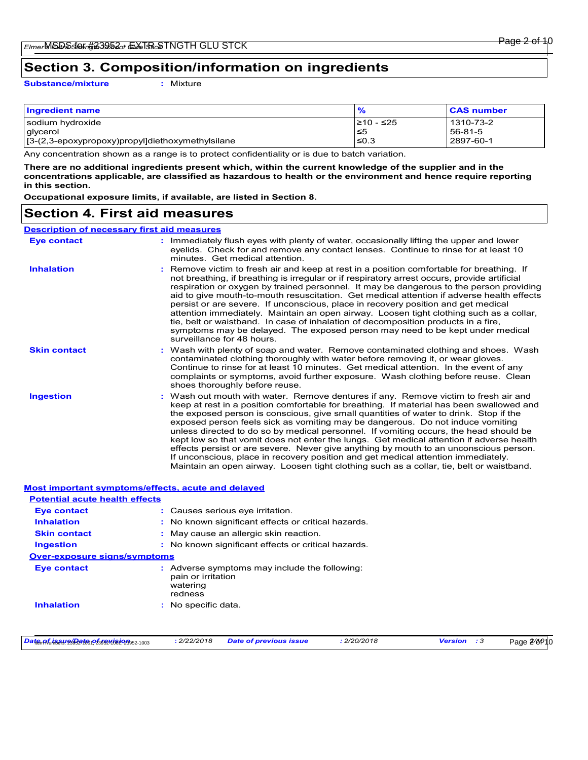# Section 3. Composition/information on ingredients

**Substance/mixture** : Mixture

| Ingredient name | % | CAS number |
|---|---|---|
| sodium hydroxide | ≥10 - ≤25 | 1310-73-2 |
| glycerol | ≤5 | 56-81-5 |
| [3-(2,3-epoxypropoxy)propyl]diethoxymethylsilane | ≤0.3 | 2897-60-1 |

Any concentration shown as a range is to protect confidentiality or is due to batch variation.

**There are no additional ingredients present which, within the current knowledge of the supplier and in the concentrations applicable, are classified as hazardous to health or the environment and hence require reporting in this section.**

**Occupational exposure limits, if available, are listed in Section 8.**

# Section 4. First aid measures

## Description of necessary first aid measures

**Eye contact** : Immediately flush eyes with plenty of water, occasionally lifting the upper and lower eyelids. Check for and remove any contact lenses. Continue to rinse for at least 10 minutes. Get medical attention.

**Inhalation** : Remove victim to fresh air and keep at rest in a position comfortable for breathing. If not breathing, if breathing is irregular or if respiratory arrest occurs, provide artificial respiration or oxygen by trained personnel. It may be dangerous to the person providing aid to give mouth-to-mouth resuscitation. Get medical attention if adverse health effects persist or are severe. If unconscious, place in recovery position and get medical attention immediately. Maintain an open airway. Loosen tight clothing such as a collar, tie, belt or waistband. In case of inhalation of decomposition products in a fire, symptoms may be delayed. The exposed person may need to be kept under medical surveillance for 48 hours.

**Skin contact** : Wash with plenty of soap and water. Remove contaminated clothing and shoes. Wash contaminated clothing thoroughly with water before removing it, or wear gloves. Continue to rinse for at least 10 minutes. Get medical attention. In the event of any complaints or symptoms, avoid further exposure. Wash clothing before reuse. Clean shoes thoroughly before reuse.

**Ingestion** : Wash out mouth with water. Remove dentures if any. Remove victim to fresh air and keep at rest in a position comfortable for breathing. If material has been swallowed and the exposed person is conscious, give small quantities of water to drink. Stop if the exposed person feels sick as vomiting may be dangerous. Do not induce vomiting unless directed to do so by medical personnel. If vomiting occurs, the head should be kept low so that vomit does not enter the lungs. Get medical attention if adverse health effects persist or are severe. Never give anything by mouth to an unconscious person. If unconscious, place in recovery position and get medical attention immediately. Maintain an open airway. Loosen tight clothing such as a collar, tie, belt or waistband.

## Most important symptoms/effects, acute and delayed

### Potential acute health effects

**Eye contact** : Causes serious eye irritation.

**Inhalation** : No known significant effects or critical hazards.

**Skin contact** : May cause an allergic skin reaction.

**Ingestion** : No known significant effects or critical hazards.

### Over-exposure signs/symptoms

**Eye contact** : Adverse symptoms may include the following:
pain or irritation
watering
redness

**Inhalation** : No specific data.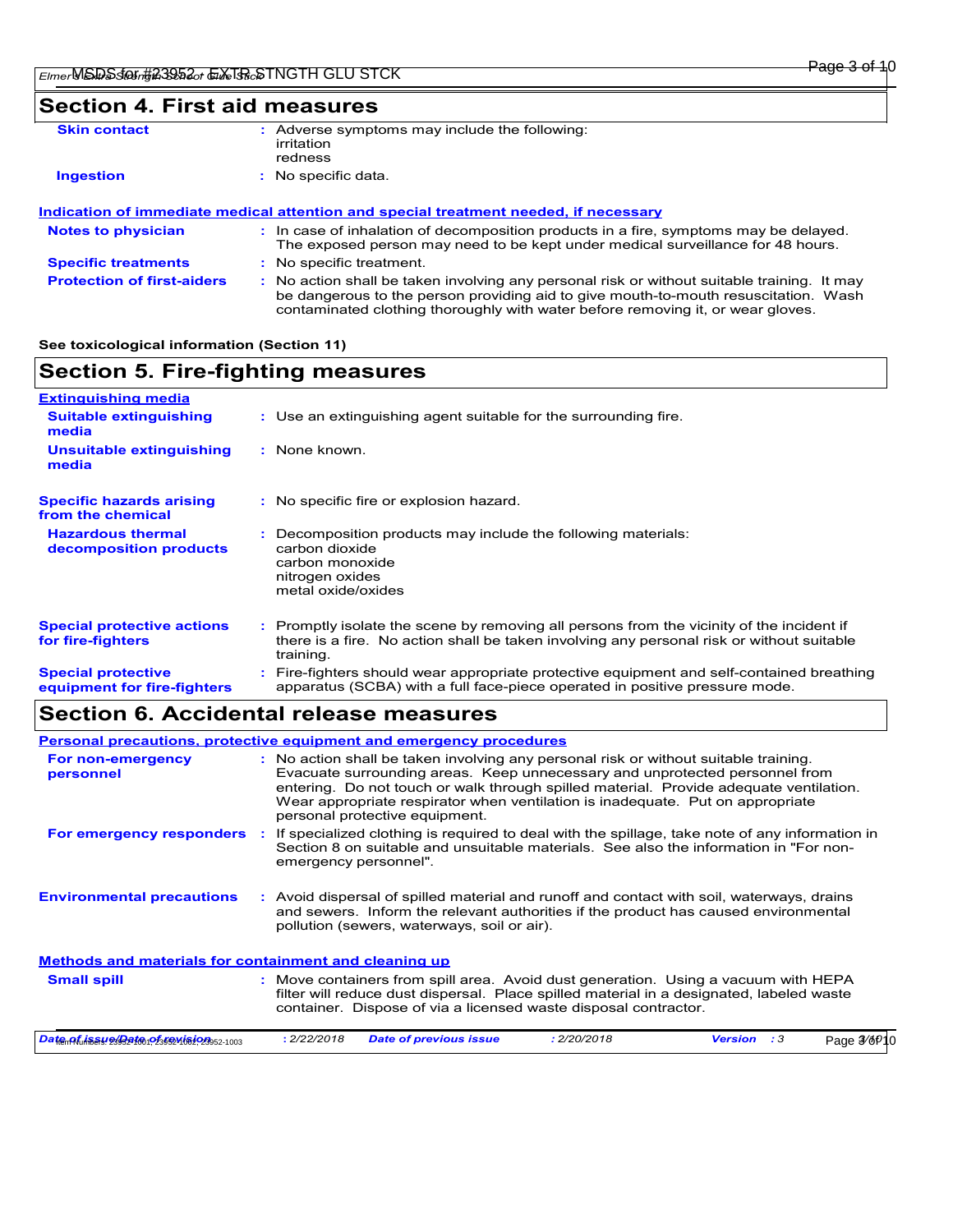## Section 4. First aid measures

| | |
|---|---|
| **Skin contact** | : Adverse symptoms may include the following: irritation redness |
| **Ingestion** | : No specific data. |

**Indication of immediate medical attention and special treatment needed, if necessary**

| | |
|---|---|
| **Notes to physician** | : In case of inhalation of decomposition products in a fire, symptoms may be delayed. The exposed person may need to be kept under medical surveillance for 48 hours. |
| **Specific treatments** | : No specific treatment. |
| **Protection of first-aiders** | : No action shall be taken involving any personal risk or without suitable training. It may be dangerous to the person providing aid to give mouth-to-mouth resuscitation. Wash contaminated clothing thoroughly with water before removing it, or wear gloves. |

**See toxicological information (Section 11)**

## Section 5. Fire-fighting measures

**Extinguishing media**

| | |
|---|---|
| **Suitable extinguishing media** | : Use an extinguishing agent suitable for the surrounding fire. |
| **Unsuitable extinguishing media** | : None known. |
| **Specific hazards arising from the chemical** | : No specific fire or explosion hazard. |
| **Hazardous thermal decomposition products** | : Decomposition products may include the following materials: carbon dioxide carbon monoxide nitrogen oxides metal oxide/oxides |
| **Special protective actions for fire-fighters** | : Promptly isolate the scene by removing all persons from the vicinity of the incident if there is a fire. No action shall be taken involving any personal risk or without suitable training. |
| **Special protective equipment for fire-fighters** | : Fire-fighters should wear appropriate protective equipment and self-contained breathing apparatus (SCBA) with a full face-piece operated in positive pressure mode. |

## Section 6. Accidental release measures

**Personal precautions, protective equipment and emergency procedures**

| | |
|---|---|
| **For non-emergency personnel** | : No action shall be taken involving any personal risk or without suitable training. Evacuate surrounding areas. Keep unnecessary and unprotected personnel from entering. Do not touch or walk through spilled material. Provide adequate ventilation. Wear appropriate respirator when ventilation is inadequate. Put on appropriate personal protective equipment. |
| **For emergency responders** | : If specialized clothing is required to deal with the spillage, take note of any information in Section 8 on suitable and unsuitable materials. See also the information in "For non-emergency personnel". |
| **Environmental precautions** | : Avoid dispersal of spilled material and runoff and contact with soil, waterways, drains and sewers. Inform the relevant authorities if the product has caused environmental pollution (sewers, waterways, soil or air). |

**Methods and materials for containment and cleaning up**

| | |
|---|---|
| **Small spill** | : Move containers from spill area. Avoid dust generation. Using a vacuum with HEPA filter will reduce dust dispersal. Place spilled material in a designated, labeled waste container. Dispose of via a licensed waste disposal contractor. |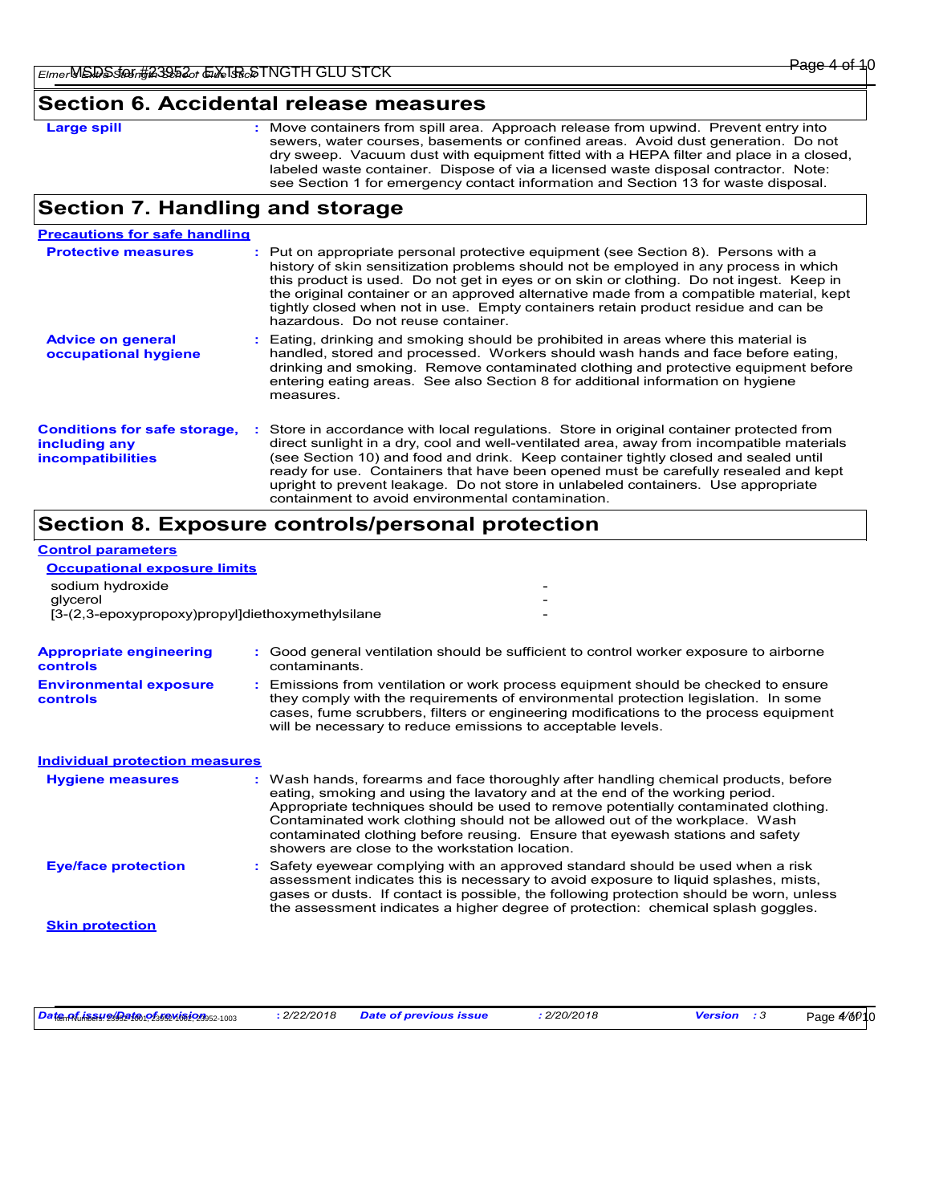## Section 6. Accidental release measures

**Large spill** : Move containers from spill area. Approach release from upwind. Prevent entry into sewers, water courses, basements or confined areas. Avoid dust generation. Do not dry sweep. Vacuum dust with equipment fitted with a HEPA filter and place in a closed, labeled waste container. Dispose of via a licensed waste disposal contractor. Note: see Section 1 for emergency contact information and Section 13 for waste disposal.

## Section 7. Handling and storage

### Precautions for safe handling

**Protective measures** : Put on appropriate personal protective equipment (see Section 8). Persons with a history of skin sensitization problems should not be employed in any process in which this product is used. Do not get in eyes or on skin or clothing. Do not ingest. Keep in the original container or an approved alternative made from a compatible material, kept tightly closed when not in use. Empty containers retain product residue and can be hazardous. Do not reuse container.

**Advice on general occupational hygiene** : Eating, drinking and smoking should be prohibited in areas where this material is handled, stored and processed. Workers should wash hands and face before eating, drinking and smoking. Remove contaminated clothing and protective equipment before entering eating areas. See also Section 8 for additional information on hygiene measures.

**Conditions for safe storage, including any incompatibilities** : Store in accordance with local regulations. Store in original container protected from direct sunlight in a dry, cool and well-ventilated area, away from incompatible materials (see Section 10) and food and drink. Keep container tightly closed and sealed until ready for use. Containers that have been opened must be carefully resealed and kept upright to prevent leakage. Do not store in unlabeled containers. Use appropriate containment to avoid environmental contamination.

## Section 8. Exposure controls/personal protection

### Control parameters

#### Occupational exposure limits

| | |
|---|---|
| sodium hydroxide | - |
| glycerol | - |
| [3-(2,3-epoxypropoxy)propyl]diethoxymethylsilane | - |

**Appropriate engineering controls** : Good general ventilation should be sufficient to control worker exposure to airborne contaminants.

**Environmental exposure controls** : Emissions from ventilation or work process equipment should be checked to ensure they comply with the requirements of environmental protection legislation. In some cases, fume scrubbers, filters or engineering modifications to the process equipment will be necessary to reduce emissions to acceptable levels.

### Individual protection measures

**Hygiene measures** : Wash hands, forearms and face thoroughly after handling chemical products, before eating, smoking and using the lavatory and at the end of the working period. Appropriate techniques should be used to remove potentially contaminated clothing. Contaminated work clothing should not be allowed out of the workplace. Wash contaminated clothing before reusing. Ensure that eyewash stations and safety showers are close to the workstation location.

**Eye/face protection** : Safety eyewear complying with an approved standard should be used when a risk assessment indicates this is necessary to avoid exposure to liquid splashes, mists, gases or dusts. If contact is possible, the following protection should be worn, unless the assessment indicates a higher degree of protection: chemical splash goggles.

#### Skin protection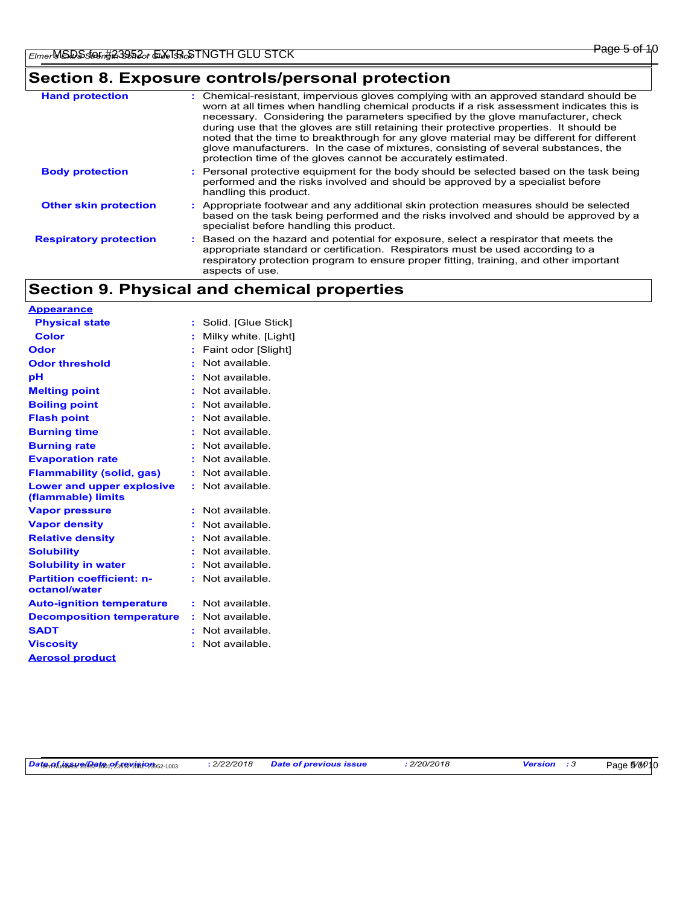## Section 8. Exposure controls/personal protection

| | |
|---|---|
| **Hand protection** | : Chemical-resistant, impervious gloves complying with an approved standard should be worn at all times when handling chemical products if a risk assessment indicates this is necessary. Considering the parameters specified by the glove manufacturer, check during use that the gloves are still retaining their protective properties. It should be noted that the time to breakthrough for any glove material may be different for different glove manufacturers. In the case of mixtures, consisting of several substances, the protection time of the gloves cannot be accurately estimated. |
| **Body protection** | : Personal protective equipment for the body should be selected based on the task being performed and the risks involved and should be approved by a specialist before handling this product. |
| **Other skin protection** | : Appropriate footwear and any additional skin protection measures should be selected based on the task being performed and the risks involved and should be approved by a specialist before handling this product. |
| **Respiratory protection** | : Based on the hazard and potential for exposure, select a respirator that meets the appropriate standard or certification. Respirators must be used according to a respiratory protection program to ensure proper fitting, training, and other important aspects of use. |

## Section 9. Physical and chemical properties

**Appearance**

| | |
|---|---|
| **Physical state** | : Solid. [Glue Stick] |
| **Color** | : Milky white. [Light] |
| **Odor** | : Faint odor [Slight] |
| **Odor threshold** | : Not available. |
| **pH** | : Not available. |
| **Melting point** | : Not available. |
| **Boiling point** | : Not available. |
| **Flash point** | : Not available. |
| **Burning time** | : Not available. |
| **Burning rate** | : Not available. |
| **Evaporation rate** | : Not available. |
| **Flammability (solid, gas)** | : Not available. |
| **Lower and upper explosive (flammable) limits** | : Not available. |
| **Vapor pressure** | : Not available. |
| **Vapor density** | : Not available. |
| **Relative density** | : Not available. |
| **Solubility** | : Not available. |
| **Solubility in water** | : Not available. |
| **Partition coefficient: n-octanol/water** | : Not available. |
| **Auto-ignition temperature** | : Not available. |
| **Decomposition temperature** | : Not available. |
| **SADT** | : Not available. |
| **Viscosity** | : Not available. |

**Aerosol product**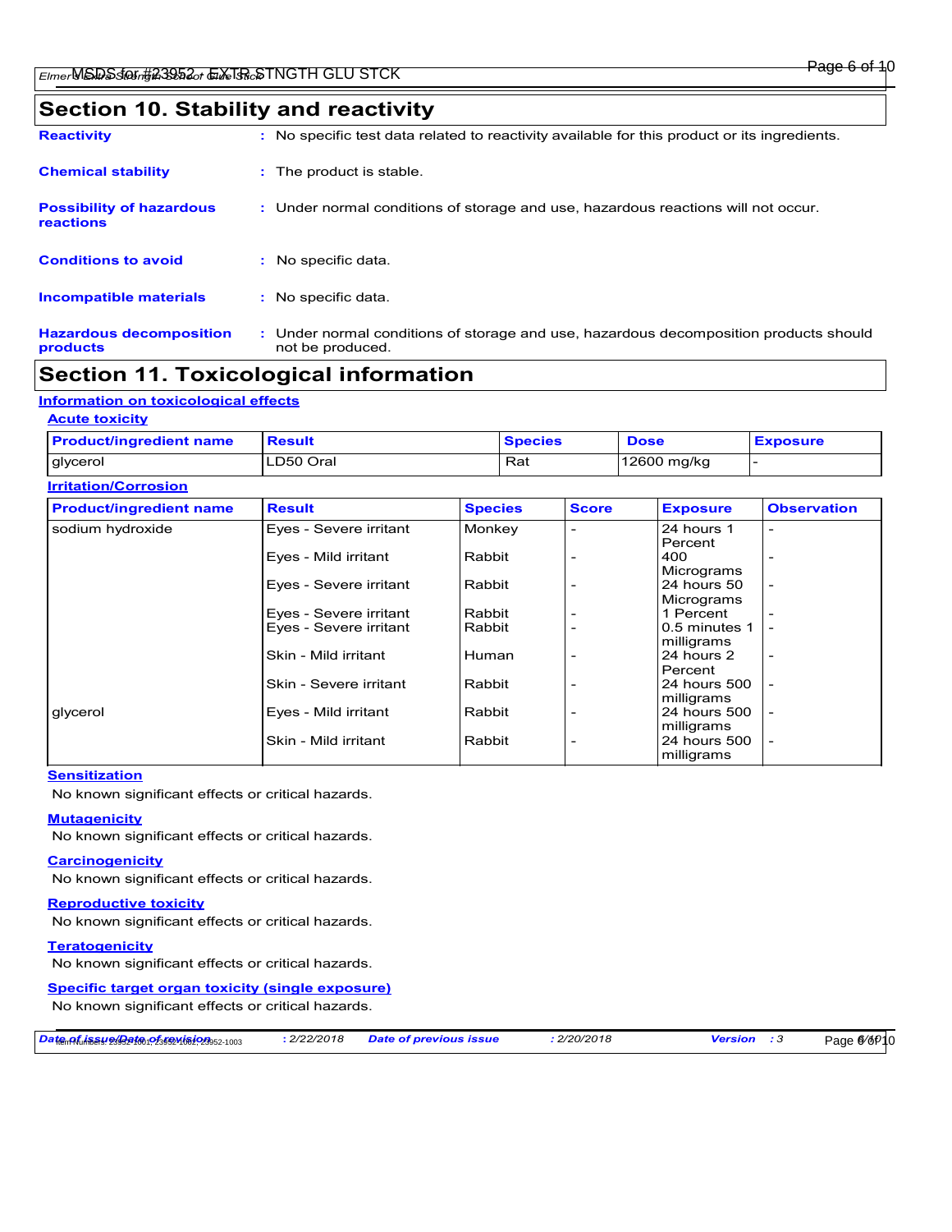## Section 10. Stability and reactivity

**Reactivity** : No specific test data related to reactivity available for this product or its ingredients.

**Chemical stability** : The product is stable.

**Possibility of hazardous reactions** : Under normal conditions of storage and use, hazardous reactions will not occur.

**Conditions to avoid** : No specific data.

**Incompatible materials** : No specific data.

**Hazardous decomposition products** : Under normal conditions of storage and use, hazardous decomposition products should not be produced.

## Section 11. Toxicological information

### Information on toxicological effects

#### Acute toxicity

| Product/ingredient name | Result | Species | Dose | Exposure |
|---|---|---|---|---|
| glycerol | LD50 Oral | Rat | 12600 mg/kg | - |

#### Irritation/Corrosion

| Product/ingredient name | Result | Species | Score | Exposure | Observation |
|---|---|---|---|---|---|
| sodium hydroxide | Eyes - Severe irritant | Monkey | - | 24 hours 1 Percent | - |
| | Eyes - Mild irritant | Rabbit | - | 400 Micrograms | - |
| | Eyes - Severe irritant | Rabbit | - | 24 hours 50 Micrograms | - |
| | Eyes - Severe irritant | Rabbit | - | 1 Percent | - |
| | Eyes - Severe irritant | Rabbit | - | 0.5 minutes 1 milligrams | - |
| | Skin - Mild irritant | Human | - | 24 hours 2 Percent | - |
| | Skin - Severe irritant | Rabbit | - | 24 hours 500 milligrams | - |
| glycerol | Eyes - Mild irritant | Rabbit | - | 24 hours 500 milligrams | - |
| | Skin - Mild irritant | Rabbit | - | 24 hours 500 milligrams | - |

#### Sensitization

No known significant effects or critical hazards.

#### Mutagenicity

No known significant effects or critical hazards.

#### Carcinogenicity

No known significant effects or critical hazards.

#### Reproductive toxicity

No known significant effects or critical hazards.

#### Teratogenicity

No known significant effects or critical hazards.

#### Specific target organ toxicity (single exposure)

No known significant effects or critical hazards.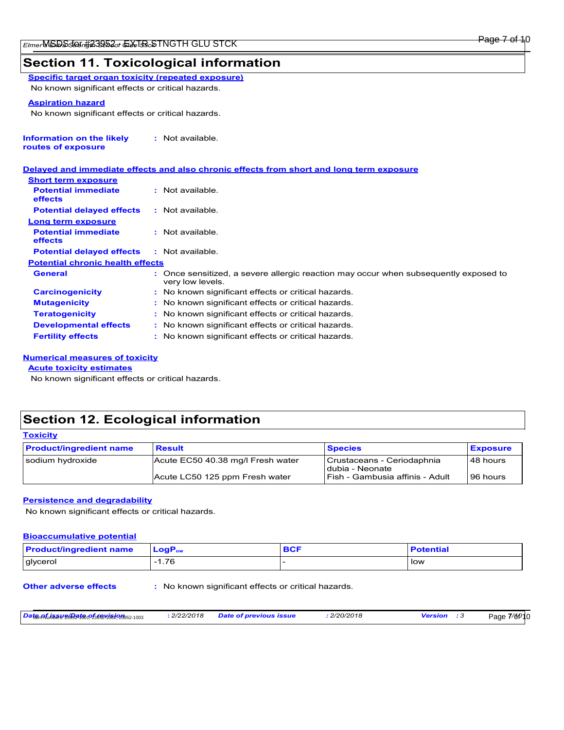## Section 11. Toxicological information

**Specific target organ toxicity (repeated exposure)**

No known significant effects or critical hazards.

**Aspiration hazard**

No known significant effects or critical hazards.

**Information on the likely routes of exposure** : Not available.

**Delayed and immediate effects and also chronic effects from short and long term exposure**

**Short term exposure**

**Potential immediate effects** : Not available.

**Potential delayed effects** : Not available.

**Long term exposure**

**Potential immediate effects** : Not available.

**Potential delayed effects** : Not available.

**Potential chronic health effects**

**General** : Once sensitized, a severe allergic reaction may occur when subsequently exposed to very low levels.

**Carcinogenicity** : No known significant effects or critical hazards.

**Mutagenicity** : No known significant effects or critical hazards.

**Teratogenicity** : No known significant effects or critical hazards.

**Developmental effects** : No known significant effects or critical hazards.

**Fertility effects** : No known significant effects or critical hazards.

**Numerical measures of toxicity**

**Acute toxicity estimates**

No known significant effects or critical hazards.

## Section 12. Ecological information

**Toxicity**

| Product/ingredient name | Result | Species | Exposure |
|---|---|---|---|
| sodium hydroxide | Acute EC50 40.38 mg/l Fresh water | Crustaceans - Ceriodaphnia dubia - Neonate | 48 hours |
| | Acute LC50 125 ppm Fresh water | Fish - Gambusia affinis - Adult | 96 hours |

**Persistence and degradability**

No known significant effects or critical hazards.

**Bioaccumulative potential**

| Product/ingredient name | $LogP_{ow}$ | BCF | Potential |
|---|---|---|---|
| glycerol | -1.76 | - | low |

**Other adverse effects** : No known significant effects or critical hazards.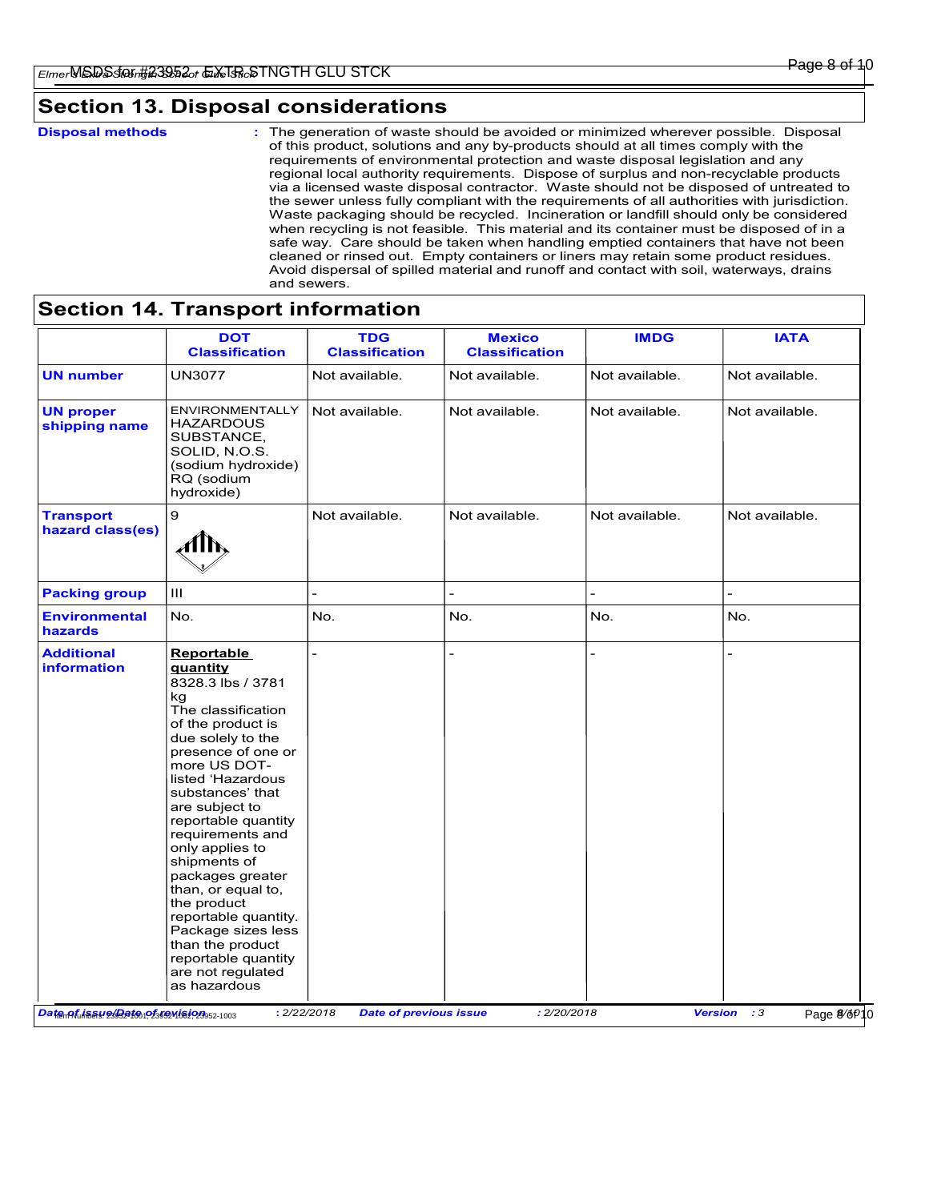## Section 13. Disposal considerations

**Disposal methods** : The generation of waste should be avoided or minimized wherever possible. Disposal of this product, solutions and any by-products should at all times comply with the requirements of environmental protection and waste disposal legislation and any regional local authority requirements. Dispose of surplus and non-recyclable products via a licensed waste disposal contractor. Waste should not be disposed of untreated to the sewer unless fully compliant with the requirements of all authorities with jurisdiction. Waste packaging should be recycled. Incineration or landfill should only be considered when recycling is not feasible. This material and its container must be disposed of in a safe way. Care should be taken when handling emptied containers that have not been cleaned or rinsed out. Empty containers or liners may retain some product residues. Avoid dispersal of spilled material and runoff and contact with soil, waterways, drains and sewers.

## Section 14. Transport information

| | DOT Classification | TDG Classification | Mexico Classification | IMDG | IATA |
|---|---|---|---|---|---|
| **UN number** | UN3077 | Not available. | Not available. | Not available. | Not available. |
| **UN proper shipping name** | ENVIRONMENTALLY HAZARDOUS SUBSTANCE, SOLID, N.O.S. (sodium hydroxide) RQ (sodium hydroxide) | Not available. | Not available. | Not available. | Not available. |
| **Transport hazard class(es)** | 9 | Not available. | Not available. | Not available. | Not available. |
| **Packing group** | III | - | - | - | - |
| **Environmental hazards** | No. | No. | No. | No. | No. |
| **Additional information** | **Reportable quantity** 8328.3 lbs / 3781 kg The classification of the product is due solely to the presence of one or more US DOT-listed 'Hazardous substances' that are subject to reportable quantity requirements and only applies to shipments of packages greater than, or equal to, the product reportable quantity. Package sizes less than the product reportable quantity are not regulated as hazardous | - | - | - | - |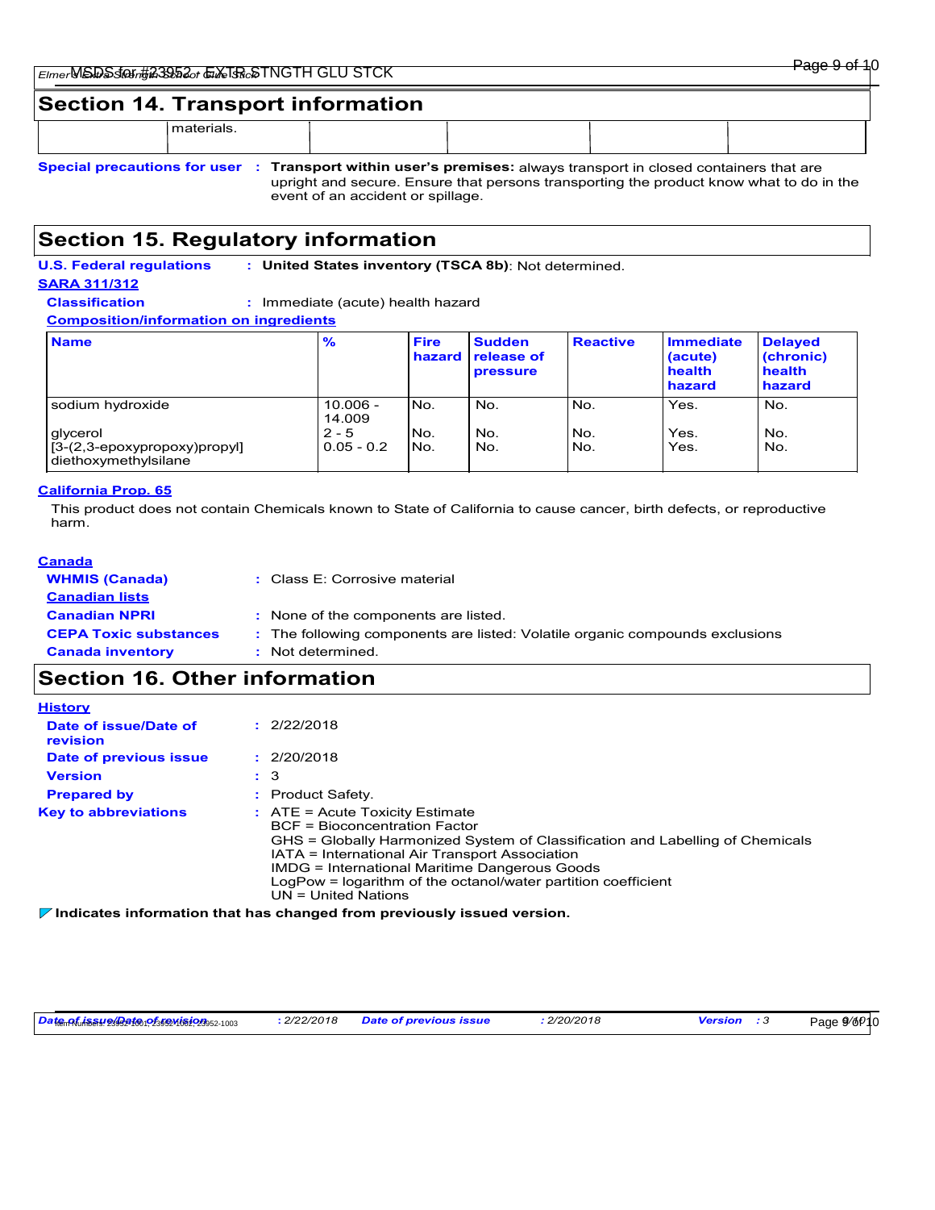## Section 14. Transport information

| materials. | | | | |
|---|---|---|---|---|

**Special precautions for user** : **Transport within user's premises:** always transport in closed containers that are upright and secure. Ensure that persons transporting the product know what to do in the event of an accident or spillage.

## Section 15. Regulatory information

**U.S. Federal regulations** : **United States inventory (TSCA 8b)**: Not determined.

**SARA 311/312**

**Classification** : Immediate (acute) health hazard

**Composition/information on ingredients**

| Name | % | Fire hazard | Sudden release of pressure | Reactive | Immediate (acute) health hazard | Delayed (chronic) health hazard |
|---|---|---|---|---|---|---|
| sodium hydroxide | 10.006 - 14.009 | No. | No. | No. | Yes. | No. |
| glycerol | 2 - 5 | No. | No. | No. | Yes. | No. |
| [3-(2,3-epoxypropoxy)propyl] diethoxymethylsilane | 0.05 - 0.2 | No. | No. | No. | Yes. | No. |

**California Prop. 65**

This product does not contain Chemicals known to State of California to cause cancer, birth defects, or reproductive harm.

**Canada**

**WHMIS (Canada)** : Class E: Corrosive material

**Canadian lists**

**Canadian NPRI** : None of the components are listed.

**CEPA Toxic substances** : The following components are listed: Volatile organic compounds exclusions

**Canada inventory** : Not determined.

## Section 16. Other information

**History**

**Date of issue/Date of revision** : 2/22/2018

**Date of previous issue** : 2/20/2018

**Version** : 3

**Prepared by** : Product Safety.

**Key to abbreviations** : ATE = Acute Toxicity Estimate
BCF = Bioconcentration Factor
GHS = Globally Harmonized System of Classification and Labelling of Chemicals
IATA = International Air Transport Association
IMDG = International Maritime Dangerous Goods
LogPow = logarithm of the octanol/water partition coefficient
UN = United Nations

**Indicates information that has changed from previously issued version.**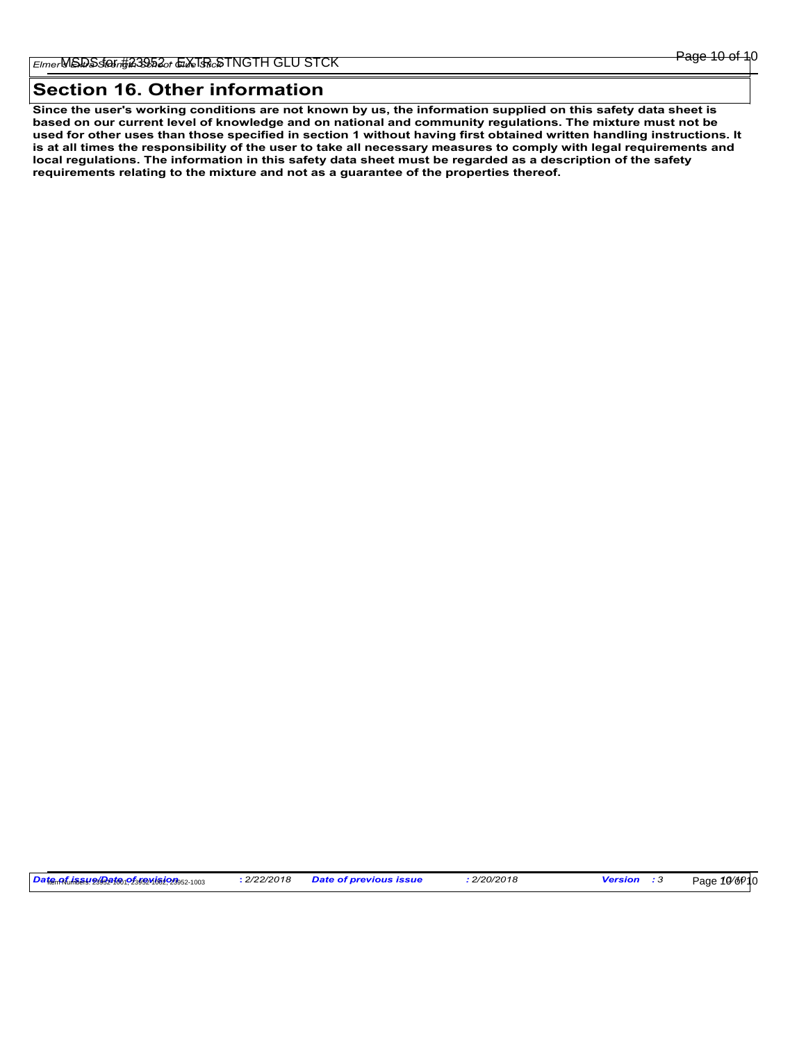## Section 16. Other information

**Since the user's working conditions are not known by us, the information supplied on this safety data sheet is based on our current level of knowledge and on national and community regulations. The mixture must not be used for other uses than those specified in section 1 without having first obtained written handling instructions. It is at all times the responsibility of the user to take all necessary measures to comply with legal requirements and local regulations. The information in this safety data sheet must be regarded as a description of the safety requirements relating to the mixture and not as a guarantee of the properties thereof.**